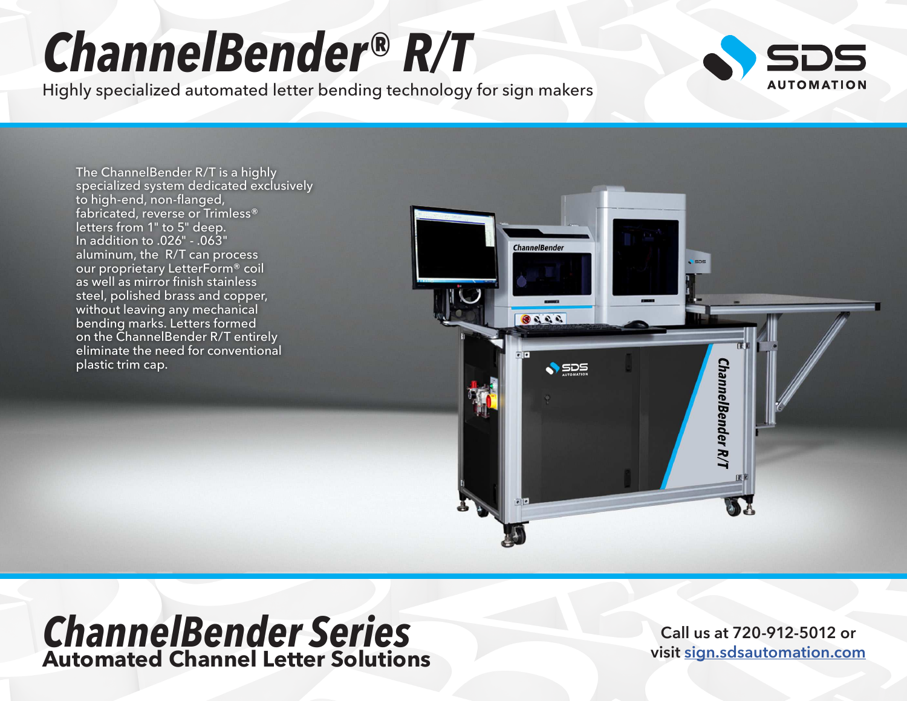# ChannelBender® R/T

Highly specialized automated letter bending technology for sign makers

SDS AUTOMATION

The ChannelBender R/T is a highly specialized system dedicated exclusively to high-end, non-flanged, fabricated, reverse or Trimless® letters from 1" to 5" deep. In addition to .026" - .063" aluminum, the R/T can process our proprietary LetterForm® coil as well as mirror finish stainless steel, polished brass and copper, without leaving any mechanical bending marks. Letters formed on the ChannelBender R/T entirely eliminate the need for conventional plastic trim cap.

## ChannelBender Series

**Automated Channel Letter Solutions**

**Call us at 720-912-5012 or visit sign.sdsautomation.com**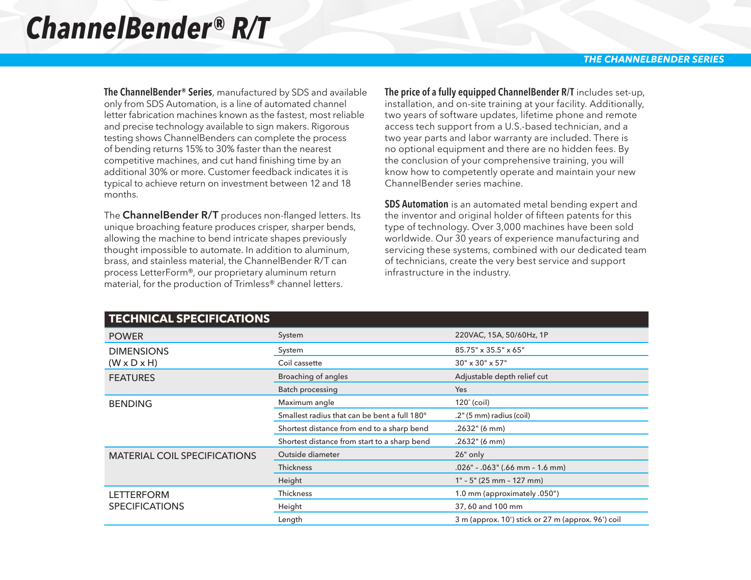# ChannelBender® R/T

## THE CHANNELBENDER SERIES

**The ChannelBender® Series**, manufactured by SDS and available only from SDS Automation, is a line of automated channel letter fabrication machines known as the fastest, most reliable and precise technology available to sign makers. Rigorous testing shows ChannelBenders can complete the process of bending returns 15% to 30% faster than the nearest competitive machines, and cut hand finishing time by an additional 30% or more. Customer feedback indicates it is typical to achieve return on investment between 12 and 18 months.

The **ChannelBender R/T** produces non-flanged letters. Its unique broaching feature produces crisper, sharper bends, allowing the machine to bend intricate shapes previously thought impossible to automate. In addition to aluminum, brass, and stainless material, the ChannelBender R/T can process LetterForm®, our proprietary aluminum return material, for the production of Trimless® channel letters.

**The price of a fully equipped ChannelBender R/T** includes set-up, installation, and on-site training at your facility. Additionally, two years of software updates, lifetime phone and remote access tech support from a U.S.-based technician, and a two year parts and labor warranty are included. There is no optional equipment and there are no hidden fees. By the conclusion of your comprehensive training, you will know how to competently operate and maintain your new ChannelBender series machine.

**SDS Automation** is an automated metal bending expert and the inventor and original holder of fifteen patents for this type of technology. Over 3,000 machines have been sold worldwide. Our 30 years of experience manufacturing and servicing these systems, combined with our dedicated team of technicians, create the very best service and support infrastructure in the industry.

## TECHNICAL SPECIFICATIONS

| | | |
|---|---|---|
| POWER | System | 220VAC, 15A, 50/60Hz, 1P |
| DIMENSIONS (W x D x H) | System | 85.75" x 35.5" x 65" |
| | Coil cassette | 30" x 30" x 57" |
| FEATURES | Broaching of angles | Adjustable depth relief cut |
| | Batch processing | Yes |
| BENDING | Maximum angle | 120° (coil) |
| | Smallest radius that can be bent a full 180° | .2" (5 mm) radius (coil) |
| | Shortest distance from end to a sharp bend | .2632" (6 mm) |
| | Shortest distance from start to a sharp bend | .2632" (6 mm) |
| MATERIAL COIL SPECIFICATIONS | Outside diameter | 26" only |
| | Thickness | .026" - .063" (.66 mm - 1.6 mm) |
| | Height | 1" - 5" (25 mm - 127 mm) |
| LETTERFORM SPECIFICATIONS | Thickness | 1.0 mm (approximately .050") |
| | Height | 37, 60 and 100 mm |
| | Length | 3 m (approx. 10') stick or 27 m (approx. 96') coil |